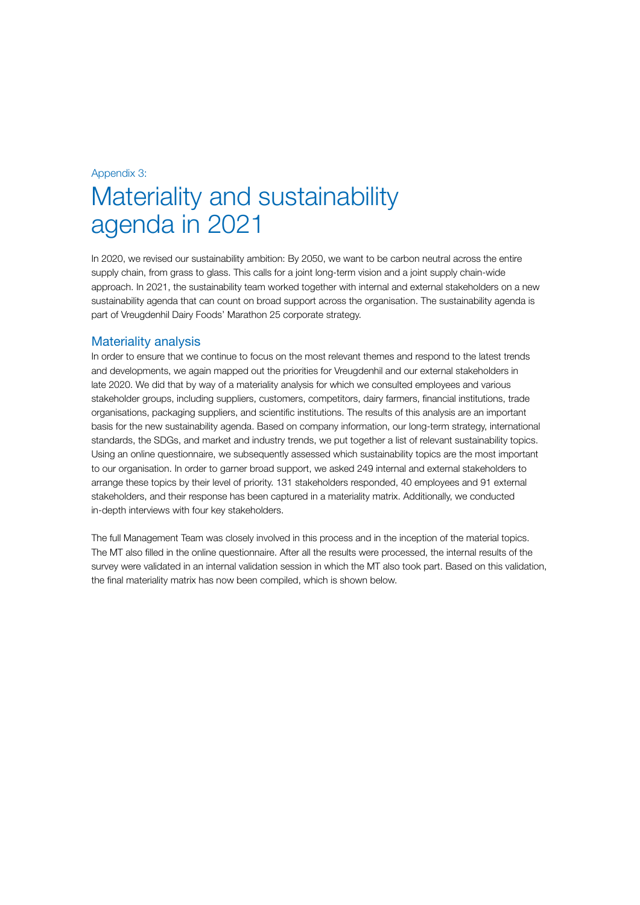Appendix 3:

# Materiality and sustainability agenda in 2021

In 2020, we revised our sustainability ambition: By 2050, we want to be carbon neutral across the entire supply chain, from grass to glass. This calls for a joint long-term vision and a joint supply chain-wide approach. In 2021, the sustainability team worked together with internal and external stakeholders on a new sustainability agenda that can count on broad support across the organisation. The sustainability agenda is part of Vreugdenhil Dairy Foods' Marathon 25 corporate strategy.

## Materiality analysis

In order to ensure that we continue to focus on the most relevant themes and respond to the latest trends and developments, we again mapped out the priorities for Vreugdenhil and our external stakeholders in late 2020. We did that by way of a materiality analysis for which we consulted employees and various stakeholder groups, including suppliers, customers, competitors, dairy farmers, financial institutions, trade organisations, packaging suppliers, and scientific institutions. The results of this analysis are an important basis for the new sustainability agenda. Based on company information, our long-term strategy, international standards, the SDGs, and market and industry trends, we put together a list of relevant sustainability topics. Using an online questionnaire, we subsequently assessed which sustainability topics are the most important to our organisation. In order to garner broad support, we asked 249 internal and external stakeholders to arrange these topics by their level of priority. 131 stakeholders responded, 40 employees and 91 external stakeholders, and their response has been captured in a materiality matrix. Additionally, we conducted in-depth interviews with four key stakeholders.

The full Management Team was closely involved in this process and in the inception of the material topics. The MT also filled in the online questionnaire. After all the results were processed, the internal results of the survey were validated in an internal validation session in which the MT also took part. Based on this validation, the final materiality matrix has now been compiled, which is shown below.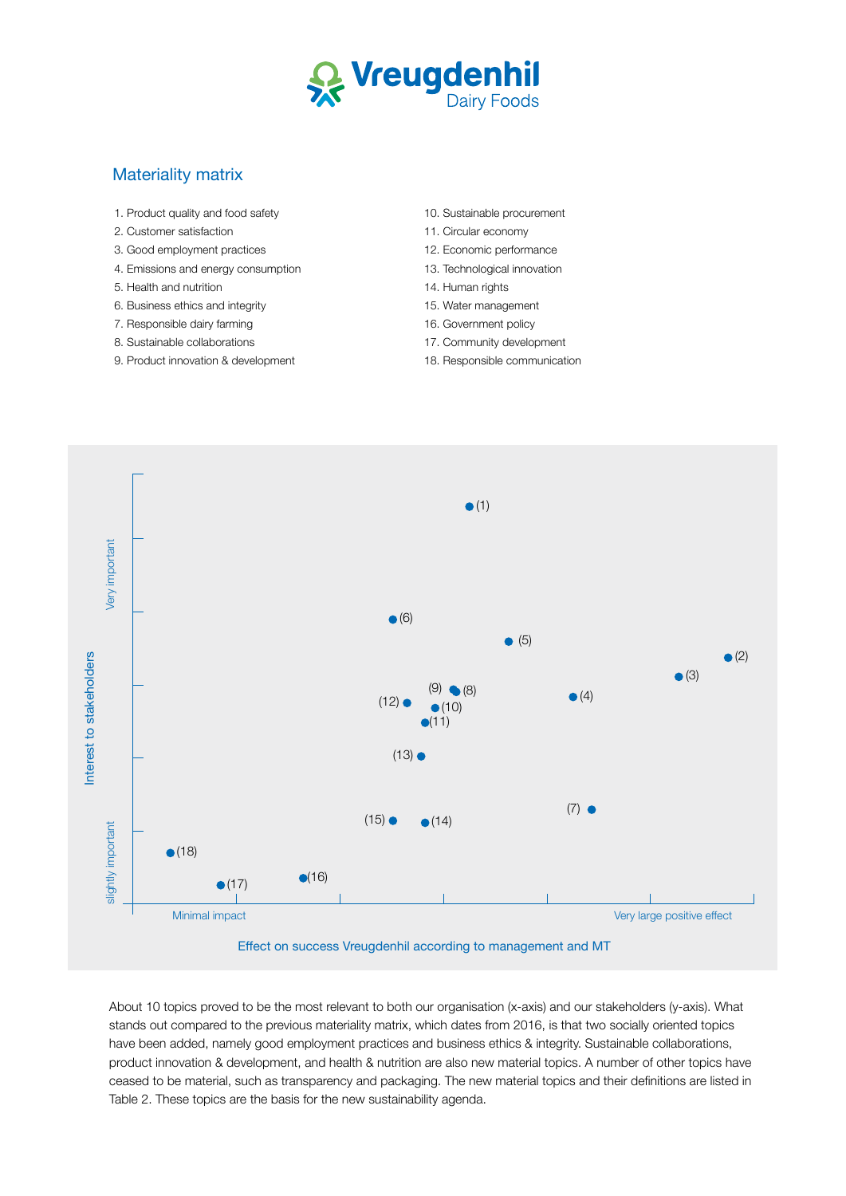## Materiality matrix

1. Product quality and food safety
2. Customer satisfaction
3. Good employment practices
4. Emissions and energy consumption
5. Health and nutrition
6. Business ethics and integrity
7. Responsible dairy farming
8. Sustainable collaborations
9. Product innovation & development
10. Sustainable procurement
11. Circular economy
12. Economic performance
13. Technological innovation
14. Human rights
15. Water management
16. Government policy
17. Community development
18. Responsible communication

Interest to stakeholders (slightly important – Very important)

Effect on success Vreugdenhil according to management and MT (Minimal impact – Very large positive effect)

About 10 topics proved to be the most relevant to both our organisation (x-axis) and our stakeholders (y-axis). What stands out compared to the previous materiality matrix, which dates from 2016, is that two socially oriented topics have been added, namely good employment practices and business ethics & integrity. Sustainable collaborations, product innovation & development, and health & nutrition are also new material topics. A number of other topics have ceased to be material, such as transparency and packaging. The new material topics and their definitions are listed in Table 2. These topics are the basis for the new sustainability agenda.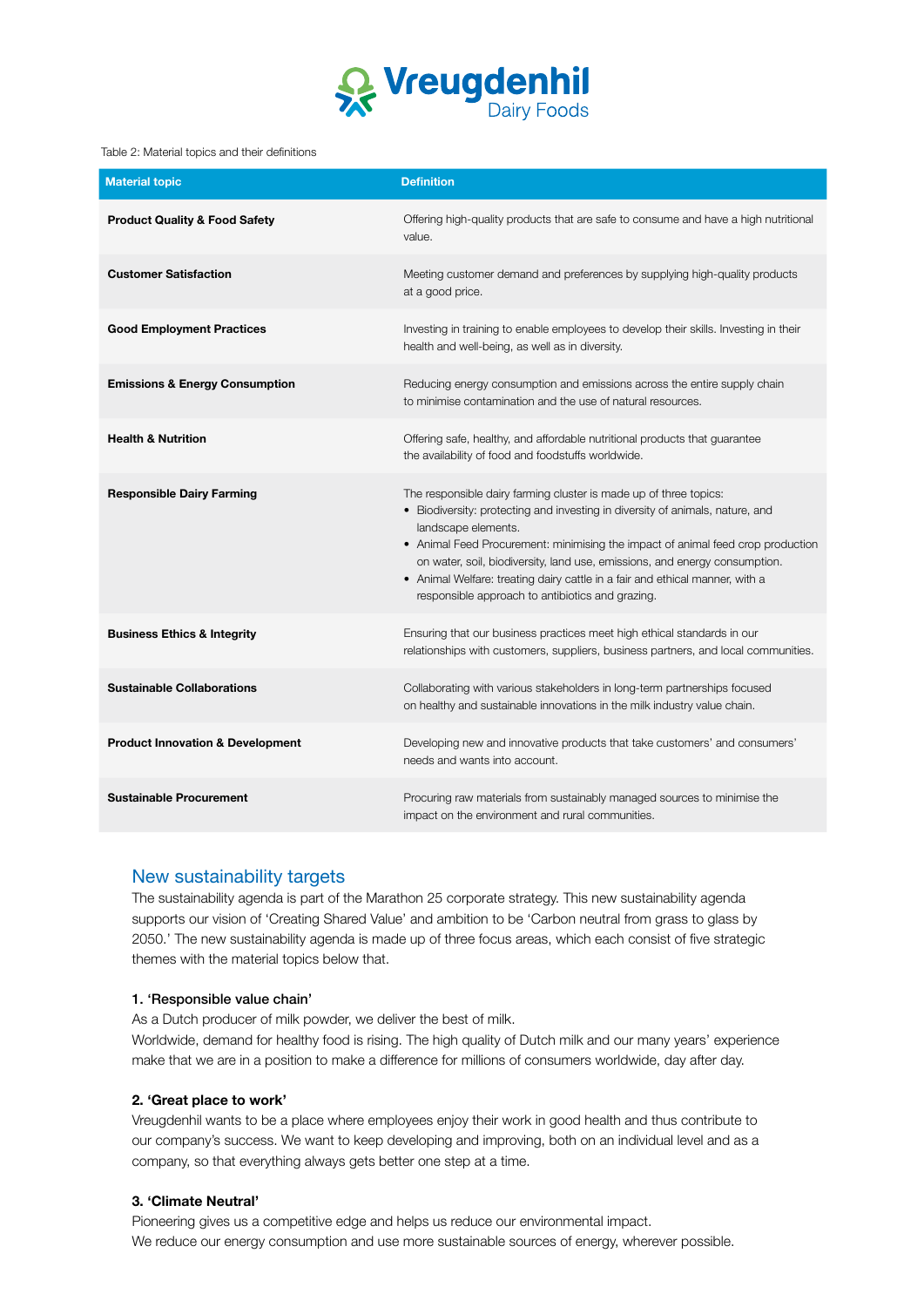Table 2: Material topics and their definitions

| Material topic | Definition |
|---|---|
| **Product Quality & Food Safety** | Offering high-quality products that are safe to consume and have a high nutritional value. |
| **Customer Satisfaction** | Meeting customer demand and preferences by supplying high-quality products at a good price. |
| **Good Employment Practices** | Investing in training to enable employees to develop their skills. Investing in their health and well-being, as well as in diversity. |
| **Emissions & Energy Consumption** | Reducing energy consumption and emissions across the entire supply chain to minimise contamination and the use of natural resources. |
| **Health & Nutrition** | Offering safe, healthy, and affordable nutritional products that guarantee the availability of food and foodstuffs worldwide. |
| **Responsible Dairy Farming** | The responsible dairy farming cluster is made up of three topics:<br>• Biodiversity: protecting and investing in diversity of animals, nature, and landscape elements.<br>• Animal Feed Procurement: minimising the impact of animal feed crop production on water, soil, biodiversity, land use, emissions, and energy consumption.<br>• Animal Welfare: treating dairy cattle in a fair and ethical manner, with a responsible approach to antibiotics and grazing. |
| **Business Ethics & Integrity** | Ensuring that our business practices meet high ethical standards in our relationships with customers, suppliers, business partners, and local communities. |
| **Sustainable Collaborations** | Collaborating with various stakeholders in long-term partnerships focused on healthy and sustainable innovations in the milk industry value chain. |
| **Product Innovation & Development** | Developing new and innovative products that take customers' and consumers' needs and wants into account. |
| **Sustainable Procurement** | Procuring raw materials from sustainably managed sources to minimise the impact on the environment and rural communities. |

## New sustainability targets

The sustainability agenda is part of the Marathon 25 corporate strategy. This new sustainability agenda supports our vision of 'Creating Shared Value' and ambition to be 'Carbon neutral from grass to glass by 2050.' The new sustainability agenda is made up of three focus areas, which each consist of five strategic themes with the material topics below that.

### 1. 'Responsible value chain'

As a Dutch producer of milk powder, we deliver the best of milk.
Worldwide, demand for healthy food is rising. The high quality of Dutch milk and our many years' experience make that we are in a position to make a difference for millions of consumers worldwide, day after day.

### 2. 'Great place to work'

Vreugdenhil wants to be a place where employees enjoy their work in good health and thus contribute to our company's success. We want to keep developing and improving, both on an individual level and as a company, so that everything always gets better one step at a time.

### 3. 'Climate Neutral'

Pioneering gives us a competitive edge and helps us reduce our environmental impact.
We reduce our energy consumption and use more sustainable sources of energy, wherever possible.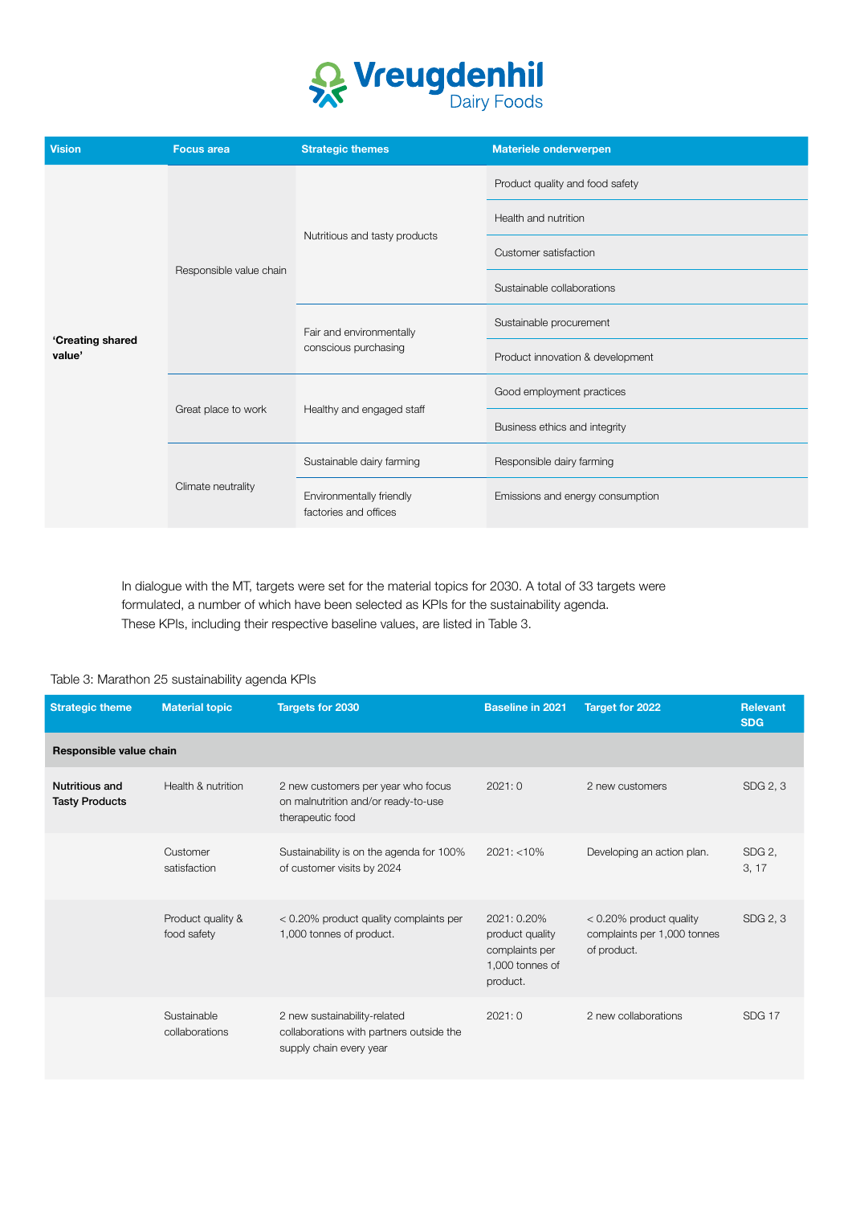| Vision | Focus area | Strategic themes | Materiele onderwerpen |
|---|---|---|---|
| **'Creating shared value'** | Responsible value chain | Nutritious and tasty products | Product quality and food safety |
| | | | Health and nutrition |
| | | | Customer satisfaction |
| | | | Sustainable collaborations |
| | | Fair and environmentally conscious purchasing | Sustainable procurement |
| | | | Product innovation & development |
| | Great place to work | Healthy and engaged staff | Good employment practices |
| | | | Business ethics and integrity |
| | Climate neutrality | Sustainable dairy farming | Responsible dairy farming |
| | | Environmentally friendly factories and offices | Emissions and energy consumption |

In dialogue with the MT, targets were set for the material topics for 2030. A total of 33 targets were formulated, a number of which have been selected as KPIs for the sustainability agenda. These KPIs, including their respective baseline values, are listed in Table 3.

Table 3: Marathon 25 sustainability agenda KPIs

| Strategic theme | Material topic | Targets for 2030 | Baseline in 2021 | Target for 2022 | Relevant SDG |
|---|---|---|---|---|---|
| **Responsible value chain** | | | | | |
| **Nutritious and Tasty Products** | Health & nutrition | 2 new customers per year who focus on malnutrition and/or ready-to-use therapeutic food | 2021: 0 | 2 new customers | SDG 2, 3 |
| | Customer satisfaction | Sustainability is on the agenda for 100% of customer visits by 2024 | 2021: <10% | Developing an action plan. | SDG 2, 3, 17 |
| | Product quality & food safety | < 0.20% product quality complaints per 1,000 tonnes of product. | 2021: 0.20% product quality complaints per 1,000 tonnes of product. | < 0.20% product quality complaints per 1,000 tonnes of product. | SDG 2, 3 |
| | Sustainable collaborations | 2 new sustainability-related collaborations with partners outside the supply chain every year | 2021: 0 | 2 new collaborations | SDG 17 |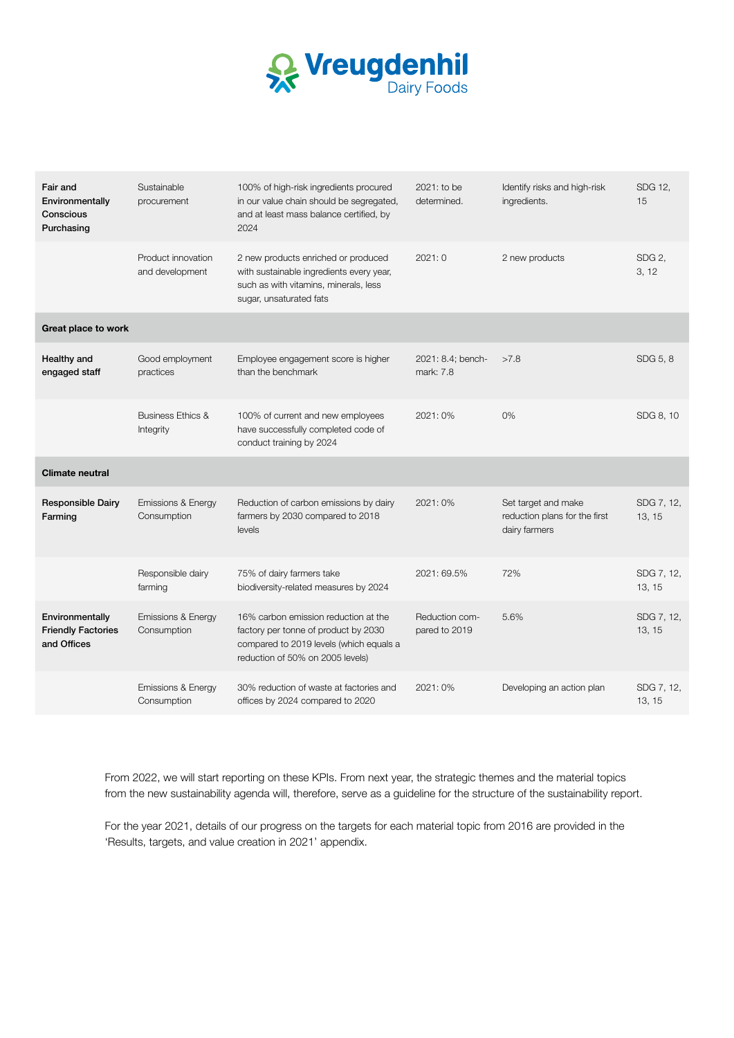| | | | | | |
|---|---|---|---|---|---|
| **Fair and Environmentally Conscious Purchasing** | Sustainable procurement | 100% of high-risk ingredients procured in our value chain should be segregated, and at least mass balance certified, by 2024 | 2021: to be determined. | Identify risks and high-risk ingredients. | SDG 12, 15 |
| | Product innovation and development | 2 new products enriched or produced with sustainable ingredients every year, such as with vitamins, minerals, less sugar, unsaturated fats | 2021: 0 | 2 new products | SDG 2, 3, 12 |
| **Great place to work** | | | | | |
| **Healthy and engaged staff** | Good employment practices | Employee engagement score is higher than the benchmark | 2021: 8.4; benchmark: 7.8 | >7.8 | SDG 5, 8 |
| | Business Ethics & Integrity | 100% of current and new employees have successfully completed code of conduct training by 2024 | 2021: 0% | 0% | SDG 8, 10 |
| **Climate neutral** | | | | | |
| **Responsible Dairy Farming** | Emissions & Energy Consumption | Reduction of carbon emissions by dairy farmers by 2030 compared to 2018 levels | 2021: 0% | Set target and make reduction plans for the first dairy farmers | SDG 7, 12, 13, 15 |
| | Responsible dairy farming | 75% of dairy farmers take biodiversity-related measures by 2024 | 2021: 69.5% | 72% | SDG 7, 12, 13, 15 |
| **Environmentally Friendly Factories and Offices** | Emissions & Energy Consumption | 16% carbon emission reduction at the factory per tonne of product by 2030 compared to 2019 levels (which equals a reduction of 50% on 2005 levels) | Reduction compared to 2019 | 5.6% | SDG 7, 12, 13, 15 |
| | Emissions & Energy Consumption | 30% reduction of waste at factories and offices by 2024 compared to 2020 | 2021: 0% | Developing an action plan | SDG 7, 12, 13, 15 |

From 2022, we will start reporting on these KPIs. From next year, the strategic themes and the material topics from the new sustainability agenda will, therefore, serve as a guideline for the structure of the sustainability report.

For the year 2021, details of our progress on the targets for each material topic from 2016 are provided in the 'Results, targets, and value creation in 2021' appendix.